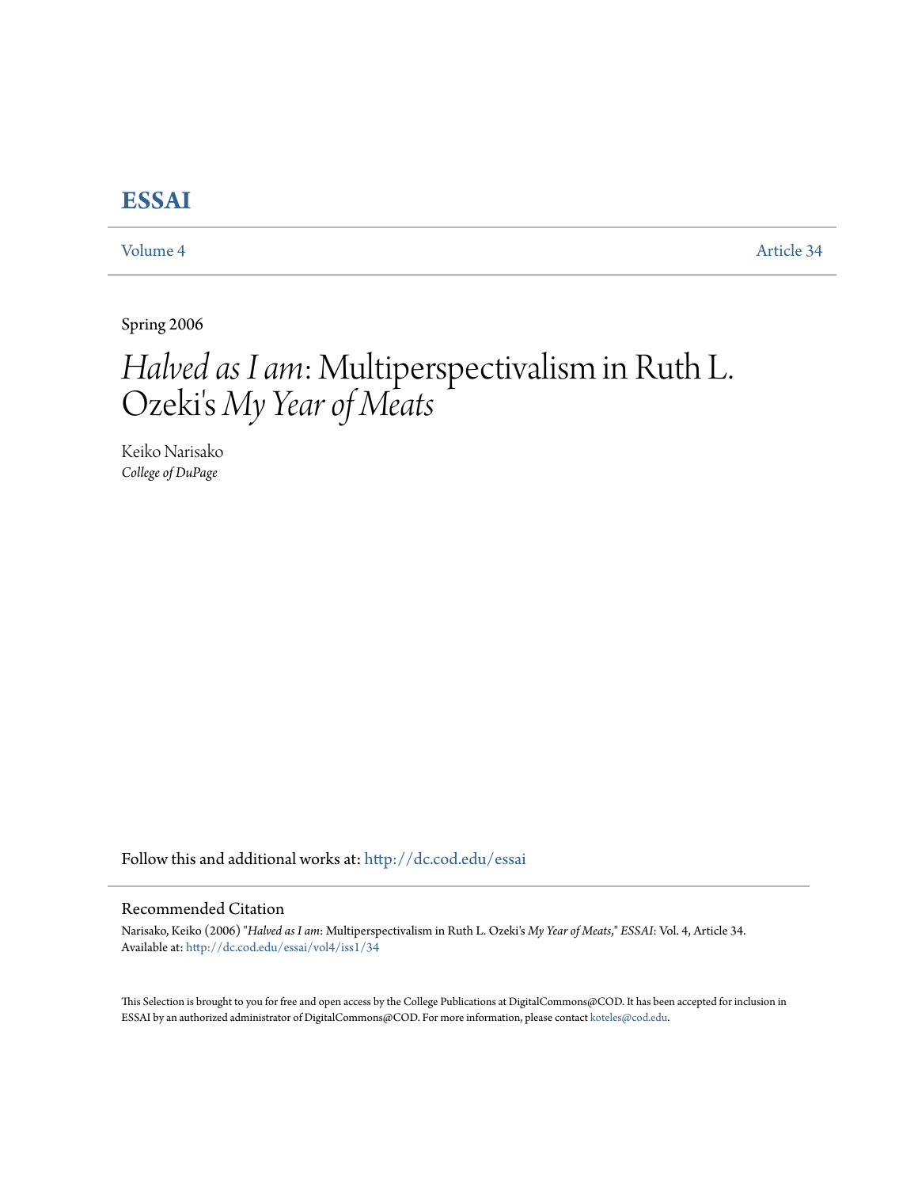# ESSAI

Volume 4 | Article 34

Spring 2006

# *Halved as I am*: Multiperspectivalism in Ruth L. Ozeki's *My Year of Meats*

Keiko Narisako
*College of DuPage*

Follow this and additional works at: http://dc.cod.edu/essai

## Recommended Citation

Narisako, Keiko (2006) "*Halved as I am*: Multiperspectivalism in Ruth L. Ozeki's *My Year of Meats*," *ESSAI*: Vol. 4, Article 34.
Available at: http://dc.cod.edu/essai/vol4/iss1/34

This Selection is brought to you for free and open access by the College Publications at DigitalCommons@COD. It has been accepted for inclusion in ESSAI by an authorized administrator of DigitalCommons@COD. For more information, please contact koteles@cod.edu.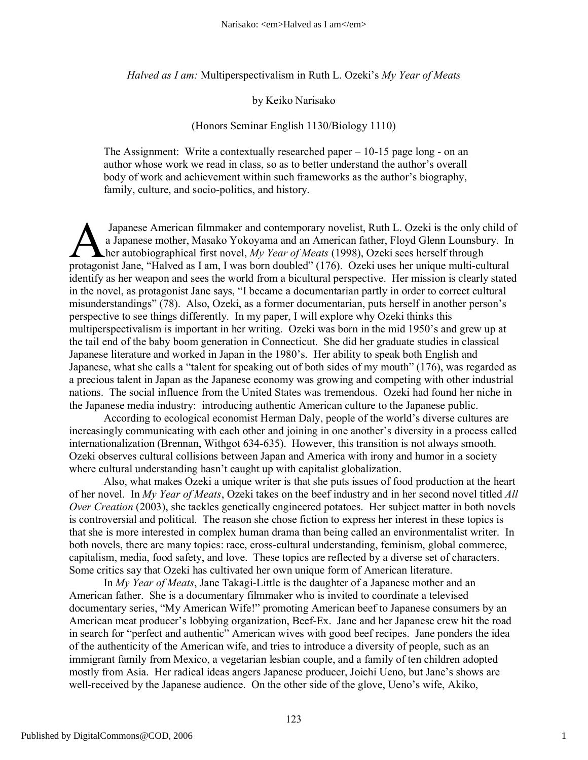*Halved as I am:* Multiperspectivalism in Ruth L. Ozeki's *My Year of Meats*

by Keiko Narisako

(Honors Seminar English 1130/Biology 1110)

The Assignment: Write a contextually researched paper – 10-15 page long - on an author whose work we read in class, so as to better understand the author's overall body of work and achievement within such frameworks as the author's biography, family, culture, and socio-politics, and history.

A Japanese American filmmaker and contemporary novelist, Ruth L. Ozeki is the only child of a Japanese mother, Masako Yokoyama and an American father, Floyd Glenn Lounsbury. In her autobiographical first novel, *My Year of Meats* (1998), Ozeki sees herself through protagonist Jane, "Halved as I am, I was born doubled" (176). Ozeki uses her unique multi-cultural identify as her weapon and sees the world from a bicultural perspective. Her mission is clearly stated in the novel, as protagonist Jane says, "I became a documentarian partly in order to correct cultural misunderstandings" (78). Also, Ozeki, as a former documentarian, puts herself in another person's perspective to see things differently. In my paper, I will explore why Ozeki thinks this multiperspectivalism is important in her writing. Ozeki was born in the mid 1950's and grew up at the tail end of the baby boom generation in Connecticut. She did her graduate studies in classical Japanese literature and worked in Japan in the 1980's. Her ability to speak both English and Japanese, what she calls a "talent for speaking out of both sides of my mouth" (176), was regarded as a precious talent in Japan as the Japanese economy was growing and competing with other industrial nations. The social influence from the United States was tremendous. Ozeki had found her niche in the Japanese media industry: introducing authentic American culture to the Japanese public.

According to ecological economist Herman Daly, people of the world's diverse cultures are increasingly communicating with each other and joining in one another's diversity in a process called internationalization (Brennan, Withgot 634-635). However, this transition is not always smooth. Ozeki observes cultural collisions between Japan and America with irony and humor in a society where cultural understanding hasn't caught up with capitalist globalization.

Also, what makes Ozeki a unique writer is that she puts issues of food production at the heart of her novel. In *My Year of Meats*, Ozeki takes on the beef industry and in her second novel titled *All Over Creation* (2003), she tackles genetically engineered potatoes. Her subject matter in both novels is controversial and political. The reason she chose fiction to express her interest in these topics is that she is more interested in complex human drama than being called an environmentalist writer. In both novels, there are many topics: race, cross-cultural understanding, feminism, global commerce, capitalism, media, food safety, and love. These topics are reflected by a diverse set of characters. Some critics say that Ozeki has cultivated her own unique form of American literature.

In *My Year of Meats*, Jane Takagi-Little is the daughter of a Japanese mother and an American father. She is a documentary filmmaker who is invited to coordinate a televised documentary series, "My American Wife!" promoting American beef to Japanese consumers by an American meat producer's lobbying organization, Beef-Ex. Jane and her Japanese crew hit the road in search for "perfect and authentic" American wives with good beef recipes. Jane ponders the idea of the authenticity of the American wife, and tries to introduce a diversity of people, such as an immigrant family from Mexico, a vegetarian lesbian couple, and a family of ten children adopted mostly from Asia. Her radical ideas angers Japanese producer, Joichi Ueno, but Jane's shows are well-received by the Japanese audience. On the other side of the glove, Ueno's wife, Akiko,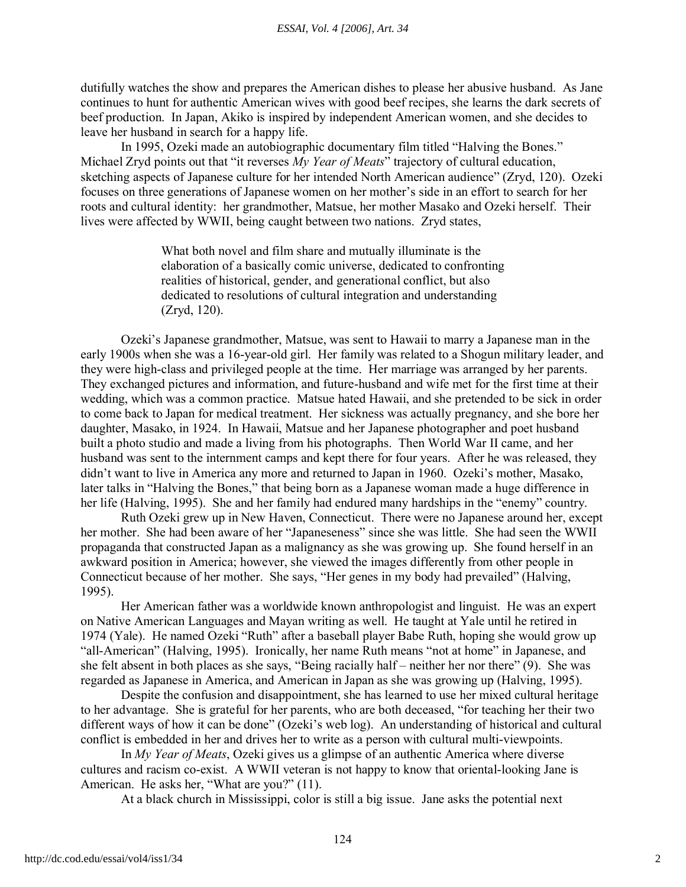dutifully watches the show and prepares the American dishes to please her abusive husband. As Jane continues to hunt for authentic American wives with good beef recipes, she learns the dark secrets of beef production. In Japan, Akiko is inspired by independent American women, and she decides to leave her husband in search for a happy life.

In 1995, Ozeki made an autobiographic documentary film titled "Halving the Bones." Michael Zryd points out that "it reverses *My Year of Meats*" trajectory of cultural education, sketching aspects of Japanese culture for her intended North American audience" (Zryd, 120). Ozeki focuses on three generations of Japanese women on her mother's side in an effort to search for her roots and cultural identity: her grandmother, Matsue, her mother Masako and Ozeki herself. Their lives were affected by WWII, being caught between two nations. Zryd states,

> What both novel and film share and mutually illuminate is the elaboration of a basically comic universe, dedicated to confronting realities of historical, gender, and generational conflict, but also dedicated to resolutions of cultural integration and understanding (Zryd, 120).

Ozeki's Japanese grandmother, Matsue, was sent to Hawaii to marry a Japanese man in the early 1900s when she was a 16-year-old girl. Her family was related to a Shogun military leader, and they were high-class and privileged people at the time. Her marriage was arranged by her parents. They exchanged pictures and information, and future-husband and wife met for the first time at their wedding, which was a common practice. Matsue hated Hawaii, and she pretended to be sick in order to come back to Japan for medical treatment. Her sickness was actually pregnancy, and she bore her daughter, Masako, in 1924. In Hawaii, Matsue and her Japanese photographer and poet husband built a photo studio and made a living from his photographs. Then World War II came, and her husband was sent to the internment camps and kept there for four years. After he was released, they didn't want to live in America any more and returned to Japan in 1960. Ozeki's mother, Masako, later talks in "Halving the Bones," that being born as a Japanese woman made a huge difference in her life (Halving, 1995). She and her family had endured many hardships in the "enemy" country.

Ruth Ozeki grew up in New Haven, Connecticut. There were no Japanese around her, except her mother. She had been aware of her "Japaneseness" since she was little. She had seen the WWII propaganda that constructed Japan as a malignancy as she was growing up. She found herself in an awkward position in America; however, she viewed the images differently from other people in Connecticut because of her mother. She says, "Her genes in my body had prevailed" (Halving, 1995).

Her American father was a worldwide known anthropologist and linguist. He was an expert on Native American Languages and Mayan writing as well. He taught at Yale until he retired in 1974 (Yale). He named Ozeki "Ruth" after a baseball player Babe Ruth, hoping she would grow up "all-American" (Halving, 1995). Ironically, her name Ruth means "not at home" in Japanese, and she felt absent in both places as she says, "Being racially half – neither her nor there" (9). She was regarded as Japanese in America, and American in Japan as she was growing up (Halving, 1995).

Despite the confusion and disappointment, she has learned to use her mixed cultural heritage to her advantage. She is grateful for her parents, who are both deceased, "for teaching her their two different ways of how it can be done" (Ozeki's web log). An understanding of historical and cultural conflict is embedded in her and drives her to write as a person with cultural multi-viewpoints.

In *My Year of Meats*, Ozeki gives us a glimpse of an authentic America where diverse cultures and racism co-exist. A WWII veteran is not happy to know that oriental-looking Jane is American. He asks her, "What are you?" (11).

At a black church in Mississippi, color is still a big issue. Jane asks the potential next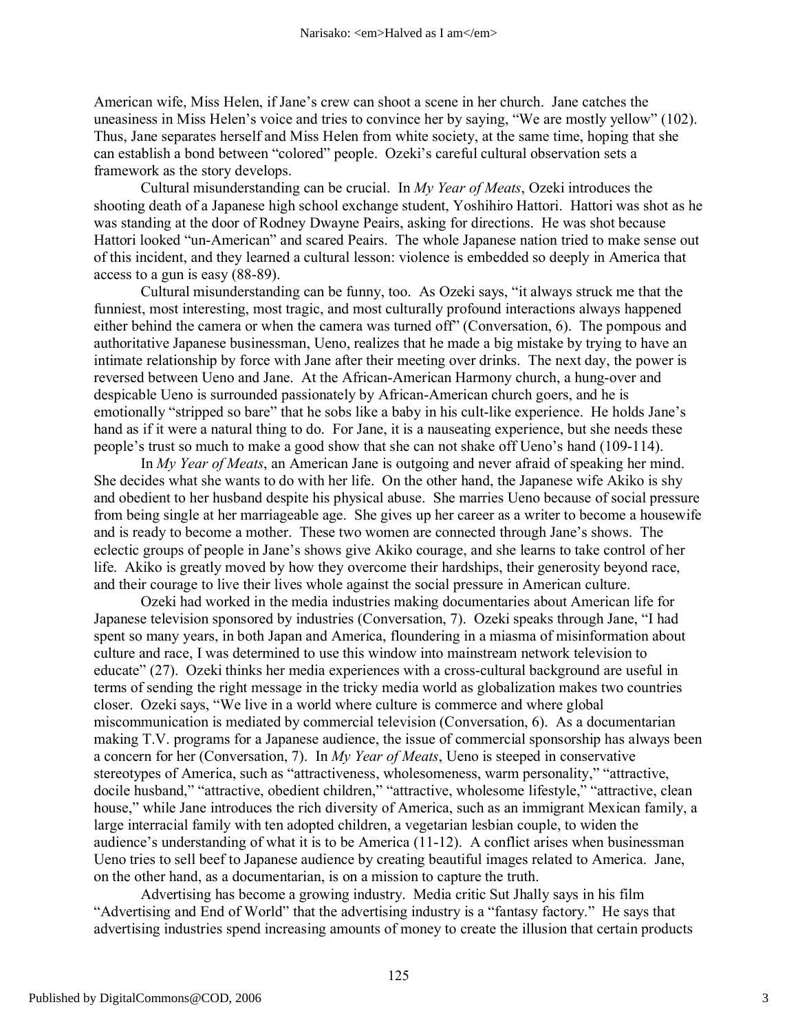American wife, Miss Helen, if Jane's crew can shoot a scene in her church. Jane catches the uneasiness in Miss Helen's voice and tries to convince her by saying, "We are mostly yellow" (102). Thus, Jane separates herself and Miss Helen from white society, at the same time, hoping that she can establish a bond between "colored" people. Ozeki's careful cultural observation sets a framework as the story develops.

Cultural misunderstanding can be crucial. In *My Year of Meats*, Ozeki introduces the shooting death of a Japanese high school exchange student, Yoshihiro Hattori. Hattori was shot as he was standing at the door of Rodney Dwayne Peairs, asking for directions. He was shot because Hattori looked "un-American" and scared Peairs. The whole Japanese nation tried to make sense out of this incident, and they learned a cultural lesson: violence is embedded so deeply in America that access to a gun is easy (88-89).

Cultural misunderstanding can be funny, too. As Ozeki says, "it always struck me that the funniest, most interesting, most tragic, and most culturally profound interactions always happened either behind the camera or when the camera was turned off" (Conversation, 6). The pompous and authoritative Japanese businessman, Ueno, realizes that he made a big mistake by trying to have an intimate relationship by force with Jane after their meeting over drinks. The next day, the power is reversed between Ueno and Jane. At the African-American Harmony church, a hung-over and despicable Ueno is surrounded passionately by African-American church goers, and he is emotionally "stripped so bare" that he sobs like a baby in his cult-like experience. He holds Jane's hand as if it were a natural thing to do. For Jane, it is a nauseating experience, but she needs these people's trust so much to make a good show that she can not shake off Ueno's hand (109-114).

In *My Year of Meats*, an American Jane is outgoing and never afraid of speaking her mind. She decides what she wants to do with her life. On the other hand, the Japanese wife Akiko is shy and obedient to her husband despite his physical abuse. She marries Ueno because of social pressure from being single at her marriageable age. She gives up her career as a writer to become a housewife and is ready to become a mother. These two women are connected through Jane's shows. The eclectic groups of people in Jane's shows give Akiko courage, and she learns to take control of her life. Akiko is greatly moved by how they overcome their hardships, their generosity beyond race, and their courage to live their lives whole against the social pressure in American culture.

Ozeki had worked in the media industries making documentaries about American life for Japanese television sponsored by industries (Conversation, 7). Ozeki speaks through Jane, "I had spent so many years, in both Japan and America, floundering in a miasma of misinformation about culture and race, I was determined to use this window into mainstream network television to educate" (27). Ozeki thinks her media experiences with a cross-cultural background are useful in terms of sending the right message in the tricky media world as globalization makes two countries closer. Ozeki says, "We live in a world where culture is commerce and where global miscommunication is mediated by commercial television (Conversation, 6). As a documentarian making T.V. programs for a Japanese audience, the issue of commercial sponsorship has always been a concern for her (Conversation, 7). In *My Year of Meats*, Ueno is steeped in conservative stereotypes of America, such as "attractiveness, wholesomeness, warm personality," "attractive, docile husband," "attractive, obedient children," "attractive, wholesome lifestyle," "attractive, clean house," while Jane introduces the rich diversity of America, such as an immigrant Mexican family, a large interracial family with ten adopted children, a vegetarian lesbian couple, to widen the audience's understanding of what it is to be America (11-12). A conflict arises when businessman Ueno tries to sell beef to Japanese audience by creating beautiful images related to America. Jane, on the other hand, as a documentarian, is on a mission to capture the truth.

Advertising has become a growing industry. Media critic Sut Jhally says in his film "Advertising and End of World" that the advertising industry is a "fantasy factory." He says that advertising industries spend increasing amounts of money to create the illusion that certain products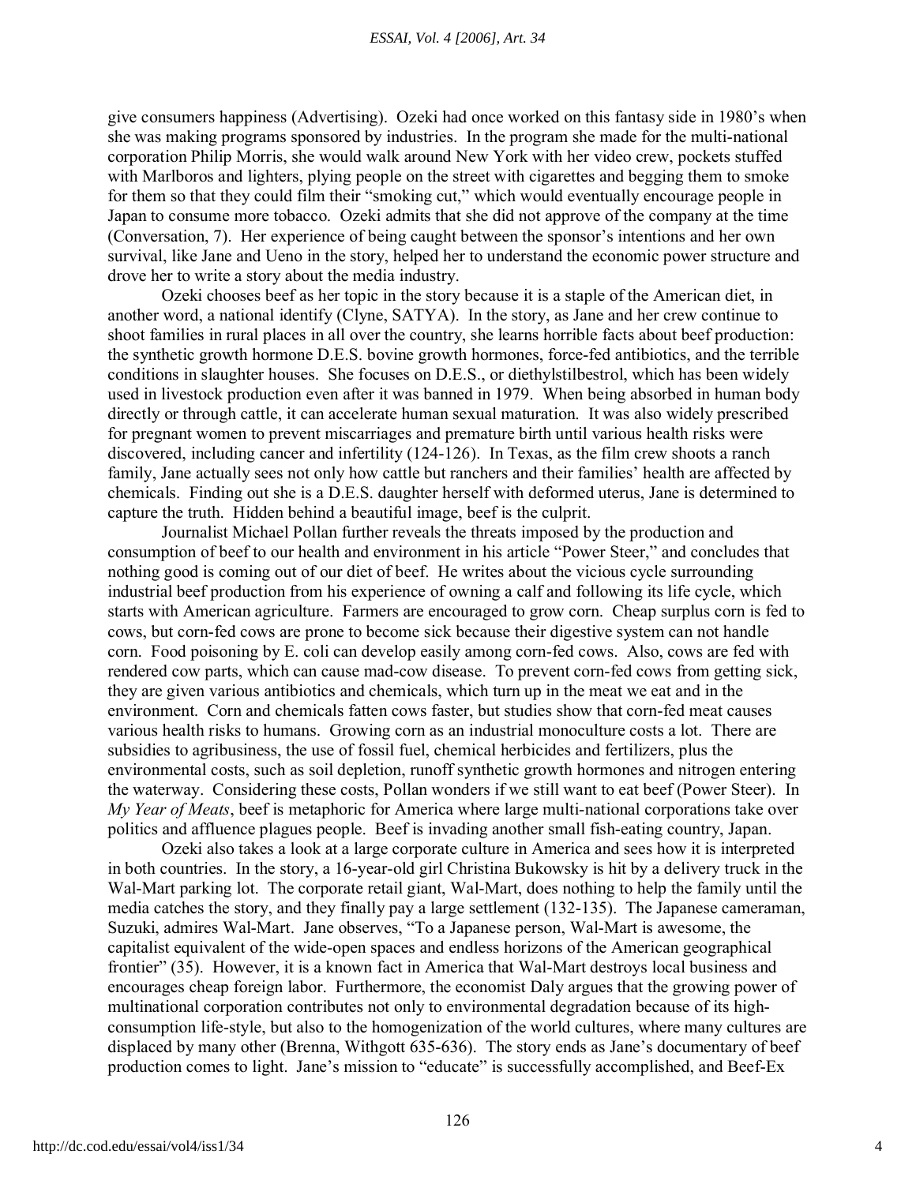give consumers happiness (Advertising). Ozeki had once worked on this fantasy side in 1980's when she was making programs sponsored by industries. In the program she made for the multi-national corporation Philip Morris, she would walk around New York with her video crew, pockets stuffed with Marlboros and lighters, plying people on the street with cigarettes and begging them to smoke for them so that they could film their "smoking cut," which would eventually encourage people in Japan to consume more tobacco. Ozeki admits that she did not approve of the company at the time (Conversation, 7). Her experience of being caught between the sponsor's intentions and her own survival, like Jane and Ueno in the story, helped her to understand the economic power structure and drove her to write a story about the media industry.

Ozeki chooses beef as her topic in the story because it is a staple of the American diet, in another word, a national identify (Clyne, SATYA). In the story, as Jane and her crew continue to shoot families in rural places in all over the country, she learns horrible facts about beef production: the synthetic growth hormone D.E.S. bovine growth hormones, force-fed antibiotics, and the terrible conditions in slaughter houses. She focuses on D.E.S., or diethylstilbestrol, which has been widely used in livestock production even after it was banned in 1979. When being absorbed in human body directly or through cattle, it can accelerate human sexual maturation. It was also widely prescribed for pregnant women to prevent miscarriages and premature birth until various health risks were discovered, including cancer and infertility (124-126). In Texas, as the film crew shoots a ranch family, Jane actually sees not only how cattle but ranchers and their families' health are affected by chemicals. Finding out she is a D.E.S. daughter herself with deformed uterus, Jane is determined to capture the truth. Hidden behind a beautiful image, beef is the culprit.

Journalist Michael Pollan further reveals the threats imposed by the production and consumption of beef to our health and environment in his article "Power Steer," and concludes that nothing good is coming out of our diet of beef. He writes about the vicious cycle surrounding industrial beef production from his experience of owning a calf and following its life cycle, which starts with American agriculture. Farmers are encouraged to grow corn. Cheap surplus corn is fed to cows, but corn-fed cows are prone to become sick because their digestive system can not handle corn. Food poisoning by E. coli can develop easily among corn-fed cows. Also, cows are fed with rendered cow parts, which can cause mad-cow disease. To prevent corn-fed cows from getting sick, they are given various antibiotics and chemicals, which turn up in the meat we eat and in the environment. Corn and chemicals fatten cows faster, but studies show that corn-fed meat causes various health risks to humans. Growing corn as an industrial monoculture costs a lot. There are subsidies to agribusiness, the use of fossil fuel, chemical herbicides and fertilizers, plus the environmental costs, such as soil depletion, runoff synthetic growth hormones and nitrogen entering the waterway. Considering these costs, Pollan wonders if we still want to eat beef (Power Steer). In *My Year of Meats*, beef is metaphoric for America where large multi-national corporations take over politics and affluence plagues people. Beef is invading another small fish-eating country, Japan.

Ozeki also takes a look at a large corporate culture in America and sees how it is interpreted in both countries. In the story, a 16-year-old girl Christina Bukowsky is hit by a delivery truck in the Wal-Mart parking lot. The corporate retail giant, Wal-Mart, does nothing to help the family until the media catches the story, and they finally pay a large settlement (132-135). The Japanese cameraman, Suzuki, admires Wal-Mart. Jane observes, "To a Japanese person, Wal-Mart is awesome, the capitalist equivalent of the wide-open spaces and endless horizons of the American geographical frontier" (35). However, it is a known fact in America that Wal-Mart destroys local business and encourages cheap foreign labor. Furthermore, the economist Daly argues that the growing power of multinational corporation contributes not only to environmental degradation because of its high-consumption life-style, but also to the homogenization of the world cultures, where many cultures are displaced by many other (Brenna, Withgott 635-636). The story ends as Jane's documentary of beef production comes to light. Jane's mission to "educate" is successfully accomplished, and Beef-Ex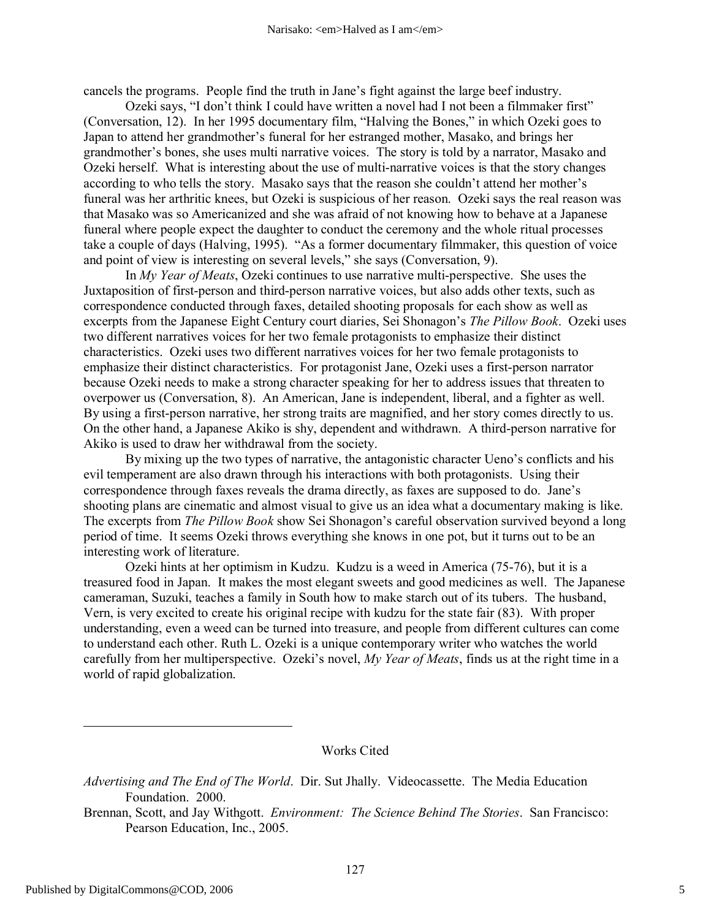cancels the programs. People find the truth in Jane's fight against the large beef industry.

Ozeki says, "I don't think I could have written a novel had I not been a filmmaker first" (Conversation, 12). In her 1995 documentary film, "Halving the Bones," in which Ozeki goes to Japan to attend her grandmother's funeral for her estranged mother, Masako, and brings her grandmother's bones, she uses multi narrative voices. The story is told by a narrator, Masako and Ozeki herself. What is interesting about the use of multi-narrative voices is that the story changes according to who tells the story. Masako says that the reason she couldn't attend her mother's funeral was her arthritic knees, but Ozeki is suspicious of her reason. Ozeki says the real reason was that Masako was so Americanized and she was afraid of not knowing how to behave at a Japanese funeral where people expect the daughter to conduct the ceremony and the whole ritual processes take a couple of days (Halving, 1995). "As a former documentary filmmaker, this question of voice and point of view is interesting on several levels," she says (Conversation, 9).

In *My Year of Meats*, Ozeki continues to use narrative multi-perspective. She uses the Juxtaposition of first-person and third-person narrative voices, but also adds other texts, such as correspondence conducted through faxes, detailed shooting proposals for each show as well as excerpts from the Japanese Eight Century court diaries, Sei Shonagon's *The Pillow Book*. Ozeki uses two different narratives voices for her two female protagonists to emphasize their distinct characteristics. Ozeki uses two different narratives voices for her two female protagonists to emphasize their distinct characteristics. For protagonist Jane, Ozeki uses a first-person narrator because Ozeki needs to make a strong character speaking for her to address issues that threaten to overpower us (Conversation, 8). An American, Jane is independent, liberal, and a fighter as well. By using a first-person narrative, her strong traits are magnified, and her story comes directly to us. On the other hand, a Japanese Akiko is shy, dependent and withdrawn. A third-person narrative for Akiko is used to draw her withdrawal from the society.

By mixing up the two types of narrative, the antagonistic character Ueno's conflicts and his evil temperament are also drawn through his interactions with both protagonists. Using their correspondence through faxes reveals the drama directly, as faxes are supposed to do. Jane's shooting plans are cinematic and almost visual to give us an idea what a documentary making is like. The excerpts from *The Pillow Book* show Sei Shonagon's careful observation survived beyond a long period of time. It seems Ozeki throws everything she knows in one pot, but it turns out to be an interesting work of literature.

Ozeki hints at her optimism in Kudzu. Kudzu is a weed in America (75-76), but it is a treasured food in Japan. It makes the most elegant sweets and good medicines as well. The Japanese cameraman, Suzuki, teaches a family in South how to make starch out of its tubers. The husband, Vern, is very excited to create his original recipe with kudzu for the state fair (83). With proper understanding, even a weed can be turned into treasure, and people from different cultures can come to understand each other. Ruth L. Ozeki is a unique contemporary writer who watches the world carefully from her multiperspective. Ozeki's novel, *My Year of Meats*, finds us at the right time in a world of rapid globalization.

## Works Cited

*Advertising and The End of The World*. Dir. Sut Jhally. Videocassette. The Media Education Foundation. 2000.

Brennan, Scott, and Jay Withgott. *Environment: The Science Behind The Stories*. San Francisco: Pearson Education, Inc., 2005.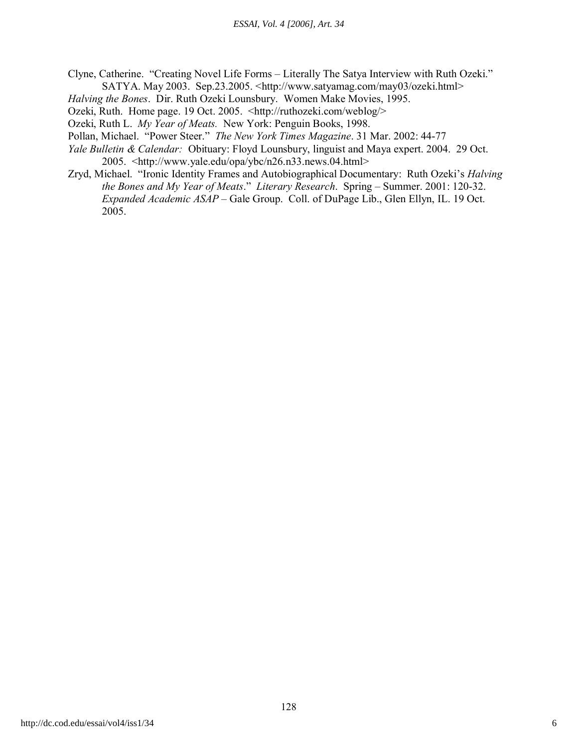Clyne, Catherine. "Creating Novel Life Forms – Literally The Satya Interview with Ruth Ozeki." SATYA. May 2003. Sep.23.2005. <http://www.satyamag.com/may03/ozeki.html>

*Halving the Bones*. Dir. Ruth Ozeki Lounsbury. Women Make Movies, 1995.

Ozeki, Ruth. Home page. 19 Oct. 2005. <http://ruthozeki.com/weblog/>

Ozeki, Ruth L. *My Year of Meats.* New York: Penguin Books, 1998.

Pollan, Michael. "Power Steer." *The New York Times Magazine*. 31 Mar. 2002: 44-77

*Yale Bulletin & Calendar:* Obituary: Floyd Lounsbury, linguist and Maya expert. 2004. 29 Oct. 2005. <http://www.yale.edu/opa/ybc/n26.n33.news.04.html>

Zryd, Michael. "Ironic Identity Frames and Autobiographical Documentary: Ruth Ozeki's *Halving the Bones and My Year of Meats*." *Literary Research*. Spring – Summer. 2001: 120-32. *Expanded Academic ASAP* – Gale Group. Coll. of DuPage Lib., Glen Ellyn, IL. 19 Oct. 2005.